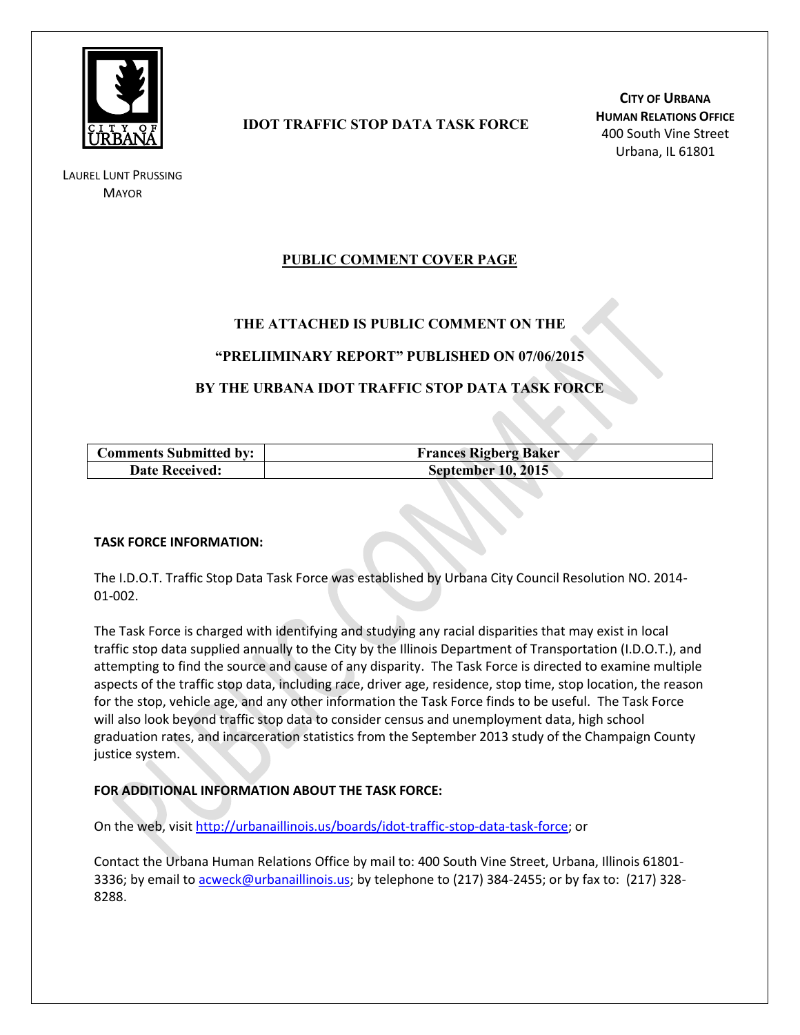**IDOT TRAFFIC STOP DATA TASK FORCE**

**CITY OF URBANA**
**HUMAN RELATIONS OFFICE**
400 South Vine Street
Urbana, IL 61801

LAUREL LUNT PRUSSING
MAYOR

## PUBLIC COMMENT COVER PAGE

**THE ATTACHED IS PUBLIC COMMENT ON THE**

**"PRELIIMINARY REPORT" PUBLISHED ON 07/06/2015**

**BY THE URBANA IDOT TRAFFIC STOP DATA TASK FORCE**

| **Comments Submitted by:** | **Frances Rigberg Baker** |
|---|---|
| **Date Received:** | **September 10, 2015** |

**TASK FORCE INFORMATION:**

The I.D.O.T. Traffic Stop Data Task Force was established by Urbana City Council Resolution NO. 2014-01-002.

The Task Force is charged with identifying and studying any racial disparities that may exist in local traffic stop data supplied annually to the City by the Illinois Department of Transportation (I.D.O.T.), and attempting to find the source and cause of any disparity. The Task Force is directed to examine multiple aspects of the traffic stop data, including race, driver age, residence, stop time, stop location, the reason for the stop, vehicle age, and any other information the Task Force finds to be useful. The Task Force will also look beyond traffic stop data to consider census and unemployment data, high school graduation rates, and incarceration statistics from the September 2013 study of the Champaign County justice system.

**FOR ADDITIONAL INFORMATION ABOUT THE TASK FORCE:**

On the web, visit http://urbanaillinois.us/boards/idot-traffic-stop-data-task-force; or

Contact the Urbana Human Relations Office by mail to: 400 South Vine Street, Urbana, Illinois 61801-3336; by email to acweck@urbanaillinois.us; by telephone to (217) 384-2455; or by fax to: (217) 328-8288.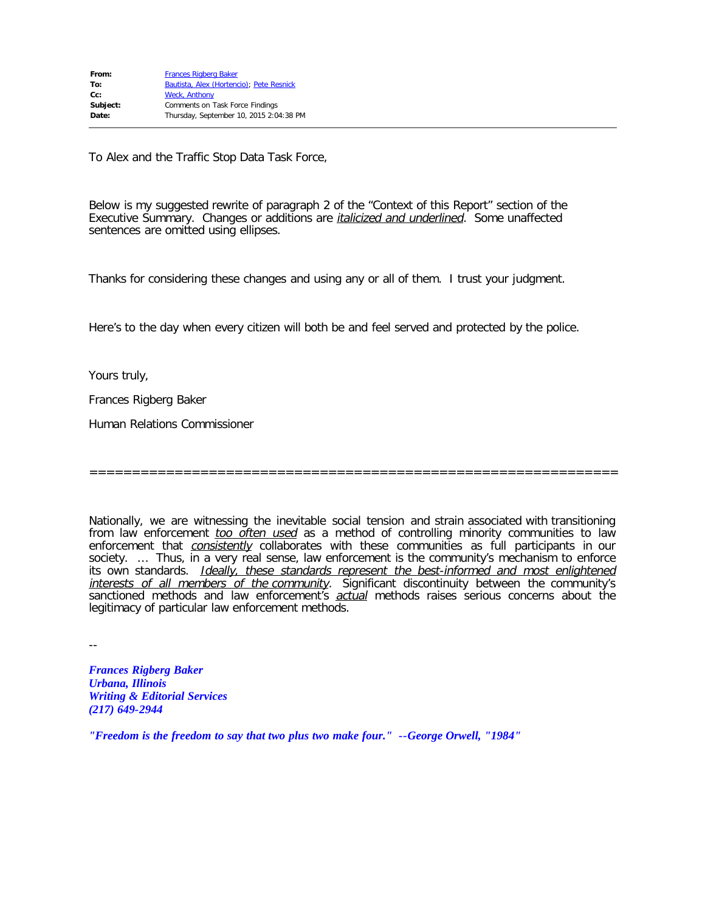**From:** Frances Rigberg Baker
**To:** Bautista, Alex (Hortencio); Pete Resnick
**Cc:** Weck, Anthony
**Subject:** Comments on Task Force Findings
**Date:** Thursday, September 10, 2015 2:04:38 PM

---

To Alex and the Traffic Stop Data Task Force,

Below is my suggested rewrite of paragraph 2 of the "Context of this Report" section of the Executive Summary. Changes or additions are <u>*italicized and underlined*</u>. Some unaffected sentences are omitted using ellipses.

Thanks for considering these changes and using any or all of them. I trust your judgment.

Here's to the day when every citizen will both be and feel served and protected by the police.

Yours truly,

Frances Rigberg Baker

Human Relations Commissioner

==============================================================

Nationally, we are witnessing the inevitable social tension and strain associated with transitioning from law enforcement <u>*too often used*</u> as a method of controlling minority communities to law enforcement that <u>*consistently*</u> collaborates with these communities as full participants in our society. … Thus, in a very real sense, law enforcement is the community's mechanism to enforce its own standards. <u>*Ideally, these standards represent the best-informed and most enlightened interests of all members of the community*</u>. Significant discontinuity between the community's sanctioned methods and law enforcement's <u>*actual*</u> methods raises serious concerns about the legitimacy of particular law enforcement methods.

--

***Frances Rigberg Baker***
***Urbana, Illinois***
***Writing & Editorial Services***
***(217) 649-2944***

***"Freedom is the freedom to say that two plus two make four." --George Orwell, "1984"***